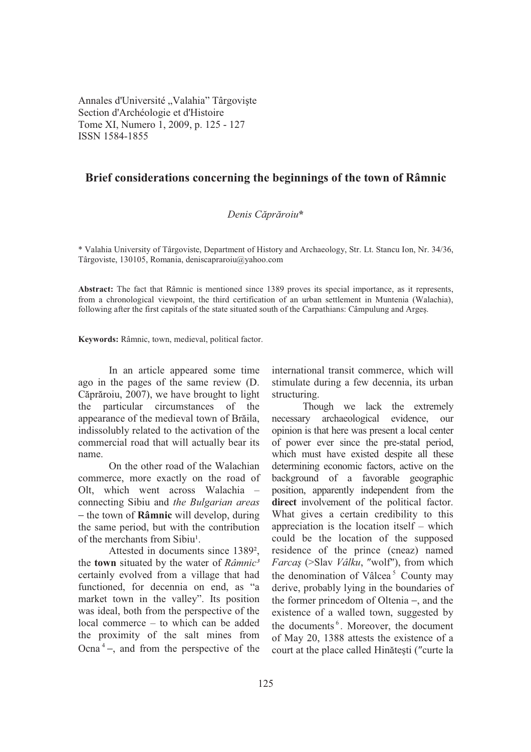Annales d'Université „Valahia" Târgovişte
Section d'Archéologie et d'Histoire
Tome XI, Numero 1, 2009, p. 125 - 127
ISSN 1584-1855

# Brief considerations concerning the beginnings of the town of Râmnic

*Denis Căprăroiu**

\* Valahia University of Târgoviste, Department of History and Archaeology, Str. Lt. Stancu Ion, Nr. 34/36, Târgoviste, 130105, Romania, deniscapraroiu@yahoo.com

**Abstract:** The fact that Râmnic is mentioned since 1389 proves its special importance, as it represents, from a chronological viewpoint, the third certification of an urban settlement in Muntenia (Walachia), following after the first capitals of the state situated south of the Carpathians: Câmpulung and Argeş.

**Keywords:** Râmnic, town, medieval, political factor.

In an article appeared some time ago in the pages of the same review (D. Căprăroiu, 2007), we have brought to light the particular circumstances of the appearance of the medieval town of Brăila, indissolubly related to the activation of the commercial road that will actually bear its name.

On the other road of the Walachian commerce, more exactly on the road of Olt, which went across Walachia – connecting Sibiu and *the Bulgarian areas* – the town of **Râmnic** will develop, during the same period, but with the contribution of the merchants from Sibiu[1].

Attested in documents since 1389[2], the **town** situated by the water of *Râmnic*[3] certainly evolved from a village that had functioned, for decennia on end, as "a market town in the valley". Its position was ideal, both from the perspective of the local commerce – to which can be added the proximity of the salt mines from Ocna[4] –, and from the perspective of the international transit commerce, which will stimulate during a few decennia, its urban structuring.

Though we lack the extremely necessary archaeological evidence, our opinion is that here was present a local center of power ever since the pre-statal period, which must have existed despite all these determining economic factors, active on the background of a favorable geographic position, apparently independent from the **direct** involvement of the political factor. What gives a certain credibility to this appreciation is the location itself – which could be the location of the supposed residence of the prince (cneaz) named *Farcaş* (>Slav *Vâlku*, "wolf"), from which the denomination of Vâlcea[5] County may derive, probably lying in the boundaries of the former princedom of Oltenia –, and the existence of a walled town, suggested by the documents[6]. Moreover, the document of May 20, 1388 attests the existence of a court at the place called Hinăteşti ("curte la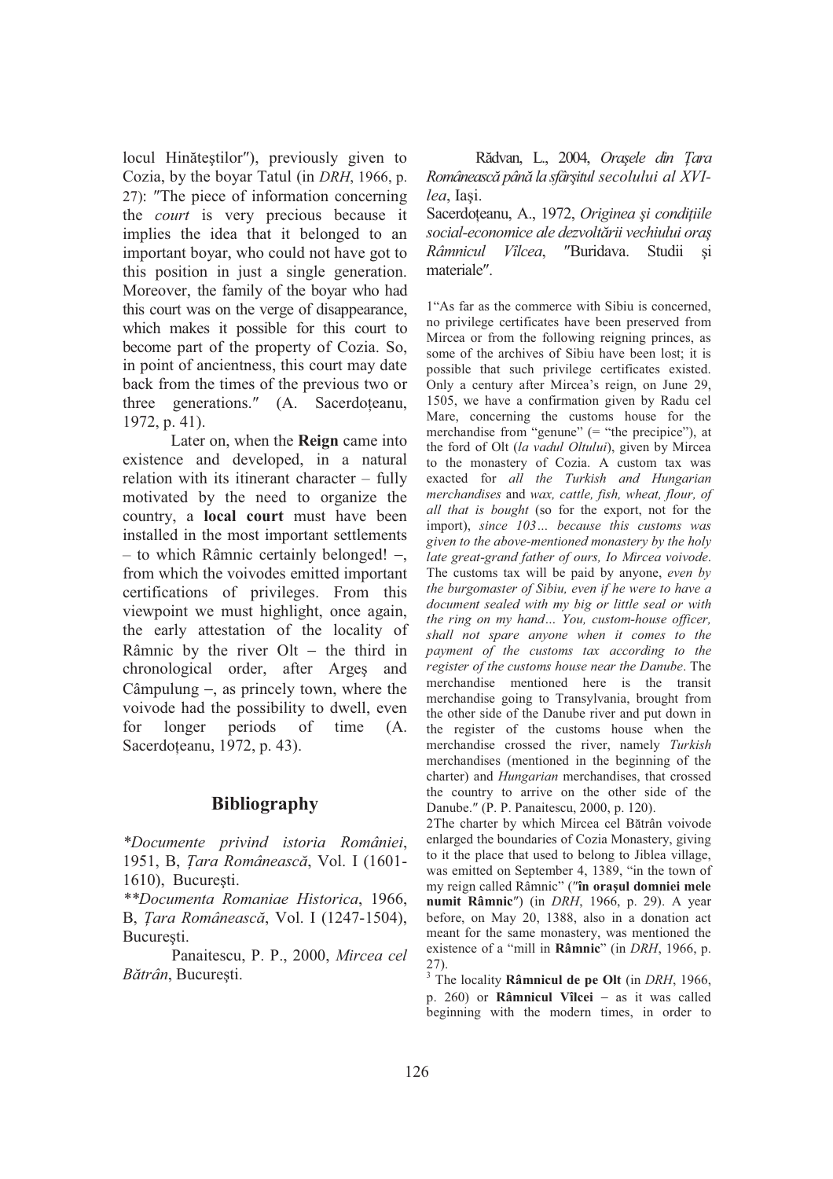locul Hinăteştilor″), previously given to Cozia, by the boyar Tatul (in *DRH*, 1966, p. 27): ″The piece of information concerning the *court* is very precious because it implies the idea that it belonged to an important boyar, who could not have got to this position in just a single generation. Moreover, the family of the boyar who had this court was on the verge of disappearance, which makes it possible for this court to become part of the property of Cozia. So, in point of ancientness, this court may date back from the times of the previous two or three generations.″ (A. Sacerdoţeanu, 1972, p. 41).

Later on, when the **Reign** came into existence and developed, in a natural relation with its itinerant character – fully motivated by the need to organize the country, a **local court** must have been installed in the most important settlements – to which Râmnic certainly belonged! –, from which the voivodes emitted important certifications of privileges. From this viewpoint we must highlight, once again, the early attestation of the locality of Râmnic by the river Olt – the third in chronological order, after Argeş and Câmpulung –, as princely town, where the voivode had the possibility to dwell, even for longer periods of time (A. Sacerdoţeanu, 1972, p. 43).

## Bibliography

*\*Documente privind istoria României*, 1951, B, *Ţara Românească*, Vol. I (1601-1610), Bucureşti.

*\*\*Documenta Romaniae Historica*, 1966, B, *Ţara Românească*, Vol. I (1247-1504), Bucureşti.

Panaitescu, P. P., 2000, *Mircea cel Bătrân*, Bucureşti.

Rădvan, L., 2004, *Oraşele din Ţara Românească până la sfârşitul secolului al XVI-lea*, Iaşi.

Sacerdoţeanu, A., 1972, *Originea şi condiţiile social-economice ale dezvoltării vechiului oraş Râmnicul Vîlcea*, ″Buridava. Studii şi materiale″.

1 "As far as the commerce with Sibiu is concerned, no privilege certificates have been preserved from Mircea or from the following reigning princes, as some of the archives of Sibiu have been lost; it is possible that such privilege certificates existed. Only a century after Mircea's reign, on June 29, 1505, we have a confirmation given by Radu cel Mare, concerning the customs house for the merchandise from "genune" (= "the precipice"), at the ford of Olt (*la vadul Oltului*), given by Mircea to the monastery of Cozia. A custom tax was exacted for *all the Turkish and Hungarian merchandises* and *wax, cattle, fish, wheat, flour, of all that is bought* (so for the export, not for the import), *since 103… because this customs was given to the above-mentioned monastery by the holy late great-grand father of ours, Io Mircea voivode*. The customs tax will be paid by anyone, *even by the burgomaster of Sibiu, even if he were to have a document sealed with my big or little seal or with the ring on my hand… You, custom-house officer, shall not spare anyone when it comes to the payment of the customs tax according to the register of the customs house near the Danube*. The merchandise mentioned here is the transit merchandise going to Transylvania, brought from the other side of the Danube river and put down in the register of the customs house when the merchandise crossed the river, namely *Turkish* merchandises (mentioned in the beginning of the charter) and *Hungarian* merchandises, that crossed the country to arrive on the other side of the Danube.″ (P. P. Panaitescu, 2000, p. 120).

2 The charter by which Mircea cel Bătrân voivode enlarged the boundaries of Cozia Monastery, giving to it the place that used to belong to Jiblea village, was emitted on September 4, 1389, "in the town of my reign called Râmnic" (″**în oraşul domniei mele numit Râmnic**″) (in *DRH*, 1966, p. 29). A year before, on May 20, 1388, also in a donation act meant for the same monastery, was mentioned the existence of a "mill in **Râmnic**" (in *DRH*, 1966, p. 27).

3 The locality **Râmnicul de pe Olt** (in *DRH*, 1966, p. 260) or **Râmnicul Vîlcei** – as it was called beginning with the modern times, in order to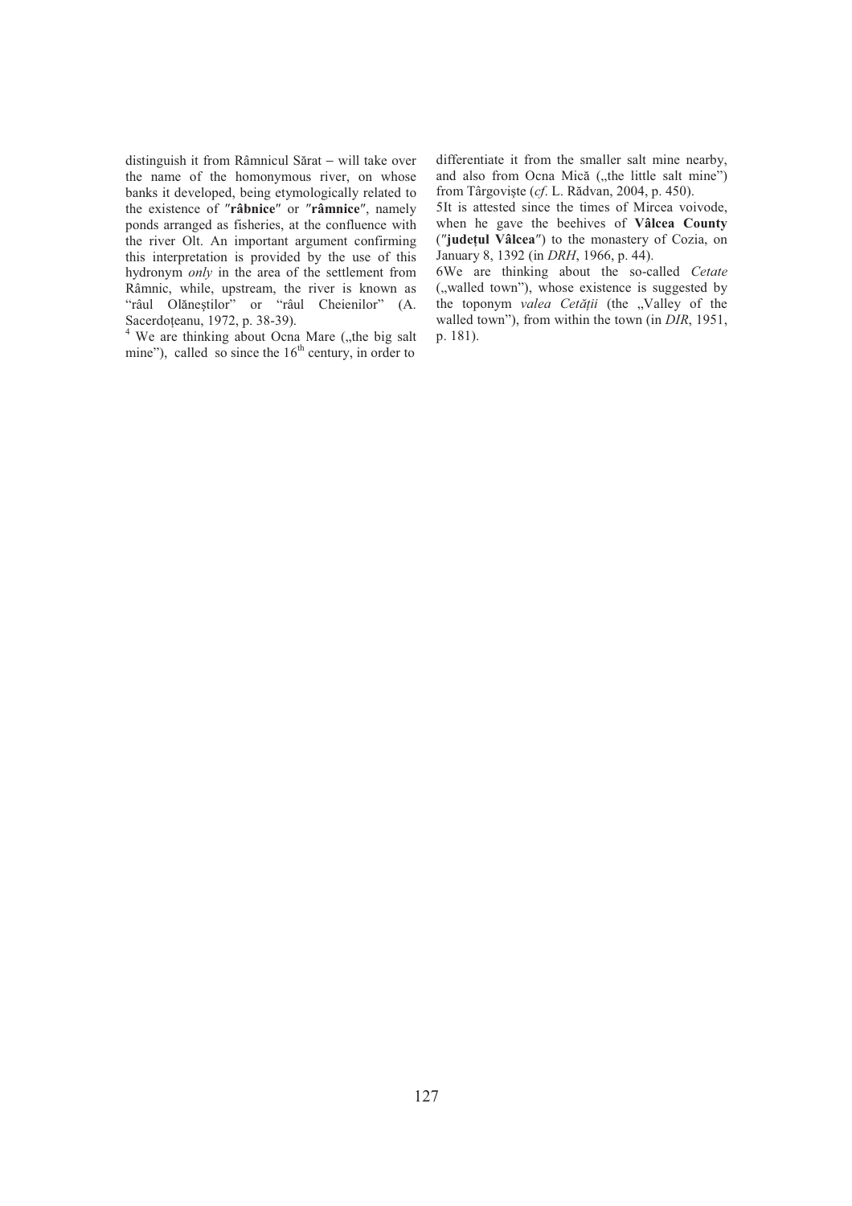distinguish it from Râmnicul Sărat – will take over the name of the homonymous river, on whose banks it developed, being etymologically related to the existence of ″**râbnice**″ or ″**râmnice**″, namely ponds arranged as fisheries, at the confluence with the river Olt. An important argument confirming this interpretation is provided by the use of this hydronym *only* in the area of the settlement from Râmnic, while, upstream, the river is known as "râul Olăneștilor" or "râul Cheienilor" (A. Sacerdoțeanu, 1972, p. 38-39).

[4] We are thinking about Ocna Mare („the big salt mine"), called so since the 16th century, in order to differentiate it from the smaller salt mine nearby, and also from Ocna Mică („the little salt mine") from Târgoviște (*cf*. L. Rădvan, 2004, p. 450).

5It is attested since the times of Mircea voivode, when he gave the beehives of **Vâlcea County** (″**județul Vâlcea**″) to the monastery of Cozia, on January 8, 1392 (in *DRH*, 1966, p. 44).

6We are thinking about the so-called *Cetate* („walled town"), whose existence is suggested by the toponym *valea Cetății* (the „Valley of the walled town"), from within the town (in *DIR*, 1951, p. 181).